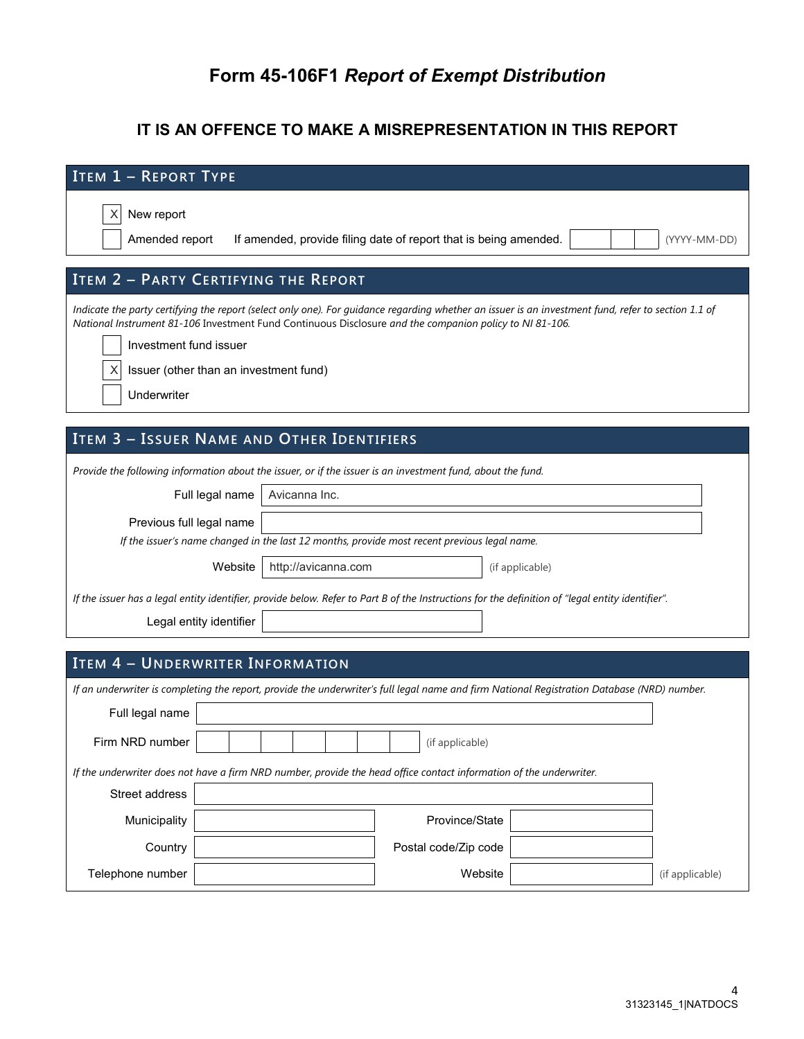# Form 45-106F1 *Report of Exempt Distribution*

## IT IS AN OFFENCE TO MAKE A MISREPRESENTATION IN THIS REPORT

### ITEM 1 – REPORT TYPE

[X] New report

[ ] Amended report    If amended, provide filing date of report that is being amended. [ ] (YYYY-MM-DD)

### ITEM 2 – PARTY CERTIFYING THE REPORT

*Indicate the party certifying the report (select only one). For guidance regarding whether an issuer is an investment fund, refer to section 1.1 of National Instrument 81-106* Investment Fund Continuous Disclosure *and the companion policy to NI 81-106.*

[ ] Investment fund issuer

[X] Issuer (other than an investment fund)

[ ] Underwriter

### ITEM 3 – ISSUER NAME AND OTHER IDENTIFIERS

*Provide the following information about the issuer, or if the issuer is an investment fund, about the fund.*

Full legal name: Avicanna Inc.

Previous full legal name:

*If the issuer's name changed in the last 12 months, provide most recent previous legal name.*

Website: http://avicanna.com (if applicable)

*If the issuer has a legal entity identifier, provide below. Refer to Part B of the Instructions for the definition of "legal entity identifier".*

Legal entity identifier:

### ITEM 4 – UNDERWRITER INFORMATION

*If an underwriter is completing the report, provide the underwriter's full legal name and firm National Registration Database (NRD) number.*

Full legal name:

Firm NRD number: (if applicable)

*If the underwriter does not have a firm NRD number, provide the head office contact information of the underwriter.*

Street address:

Municipality:    Province/State:

Country:    Postal code/Zip code:

Telephone number:    Website: (if applicable)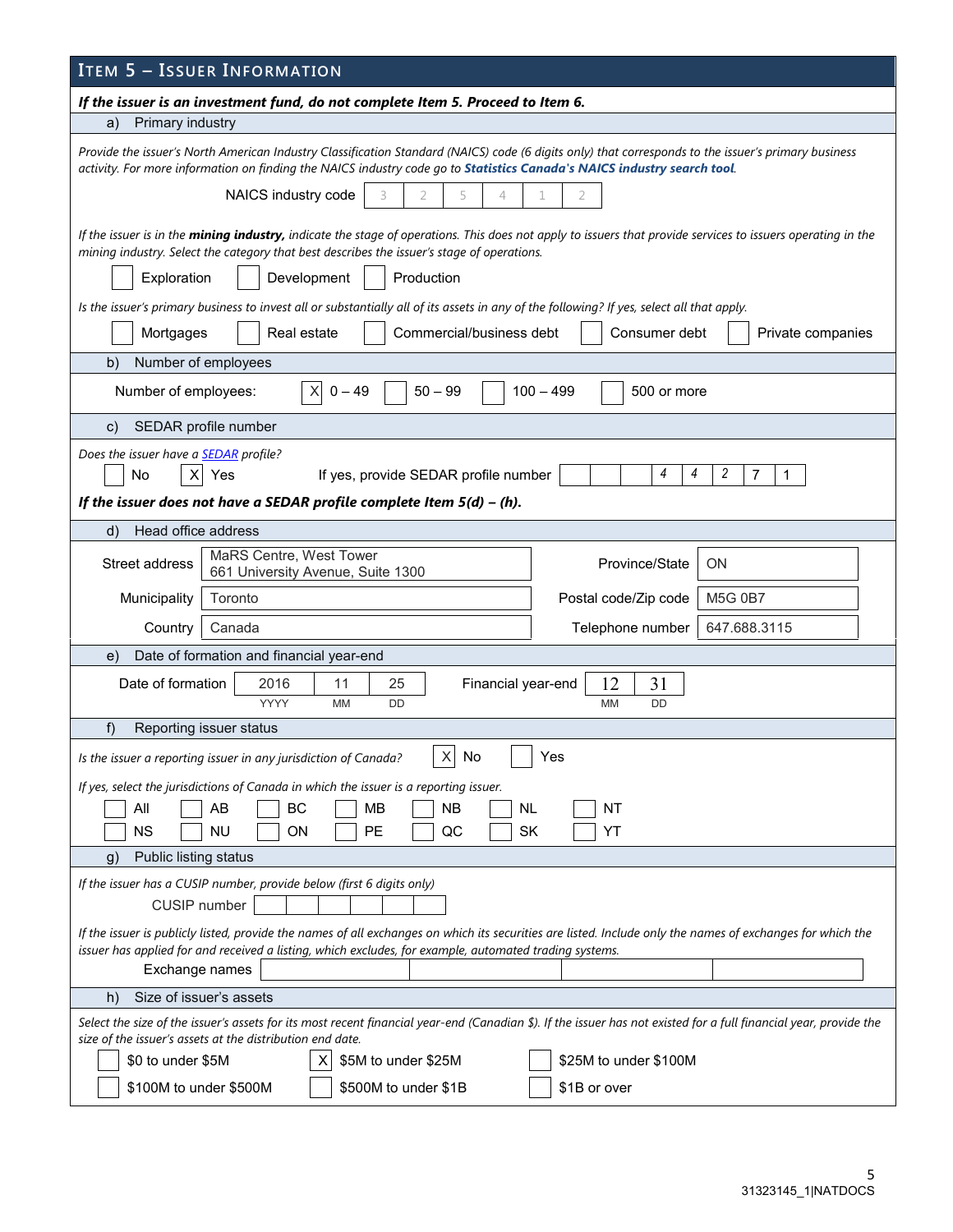## ITEM 5 – ISSUER INFORMATION

***If the issuer is an investment fund, do not complete Item 5. Proceed to Item 6.***

### a) Primary industry

*Provide the issuer's North American Industry Classification Standard (NAICS) code (6 digits only) that corresponds to the issuer's primary business activity. For more information on finding the NAICS industry code go to* ***Statistics Canada's NAICS industry search tool****.*

NAICS industry code: 3 2 5 4 1 2

*If the issuer is in the* ***mining industry,*** *indicate the stage of operations. This does not apply to issuers that provide services to issuers operating in the mining industry. Select the category that best describes the issuer's stage of operations.*

☐ Exploration ☐ Development ☐ Production

*Is the issuer's primary business to invest all or substantially all of its assets in any of the following? If yes, select all that apply.*

☐ Mortgages ☐ Real estate ☐ Commercial/business debt ☐ Consumer debt ☐ Private companies

### b) Number of employees

Number of employees: ☒ 0 – 49 ☐ 50 – 99 ☐ 100 – 499 ☐ 500 or more

### c) SEDAR profile number

*Does the issuer have a SEDAR profile?*

☐ No ☒ Yes If yes, provide SEDAR profile number: 4 4 2 7 1

***If the issuer does not have a SEDAR profile complete Item 5(d) – (h).***

### d) Head office address

| | | | |
|---|---|---|---|
| Street address | MaRS Centre, West Tower<br>661 University Avenue, Suite 1300 | Province/State | ON |
| Municipality | Toronto | Postal code/Zip code | M5G 0B7 |
| Country | Canada | Telephone number | 647.688.3115 |

### e) Date of formation and financial year-end

Date of formation: 2016 (YYYY) 11 (MM) 25 (DD)

Financial year-end: 12 (MM) 31 (DD)

### f) Reporting issuer status

*Is the issuer a reporting issuer in any jurisdiction of Canada?* ☒ No ☐ Yes

*If yes, select the jurisdictions of Canada in which the issuer is a reporting issuer.*

☐ All ☐ AB ☐ BC ☐ MB ☐ NB ☐ NL ☐ NT
☐ NS ☐ NU ☐ ON ☐ PE ☐ QC ☐ SK ☐ YT

### g) Public listing status

*If the issuer has a CUSIP number, provide below (first 6 digits only)*

CUSIP number: 

*If the issuer is publicly listed, provide the names of all exchanges on which its securities are listed. Include only the names of exchanges for which the issuer has applied for and received a listing, which excludes, for example, automated trading systems.*

Exchange names: 

### h) Size of issuer's assets

*Select the size of the issuer's assets for its most recent financial year-end (Canadian $). If the issuer has not existed for a full financial year, provide the size of the issuer's assets at the distribution end date.*

☐ $0 to under $5M ☒ $5M to under $25M ☐ $25M to under $100M
☐ $100M to under $500M ☐ $500M to under $1B ☐ $1B or over

31323145_1|NATDOCS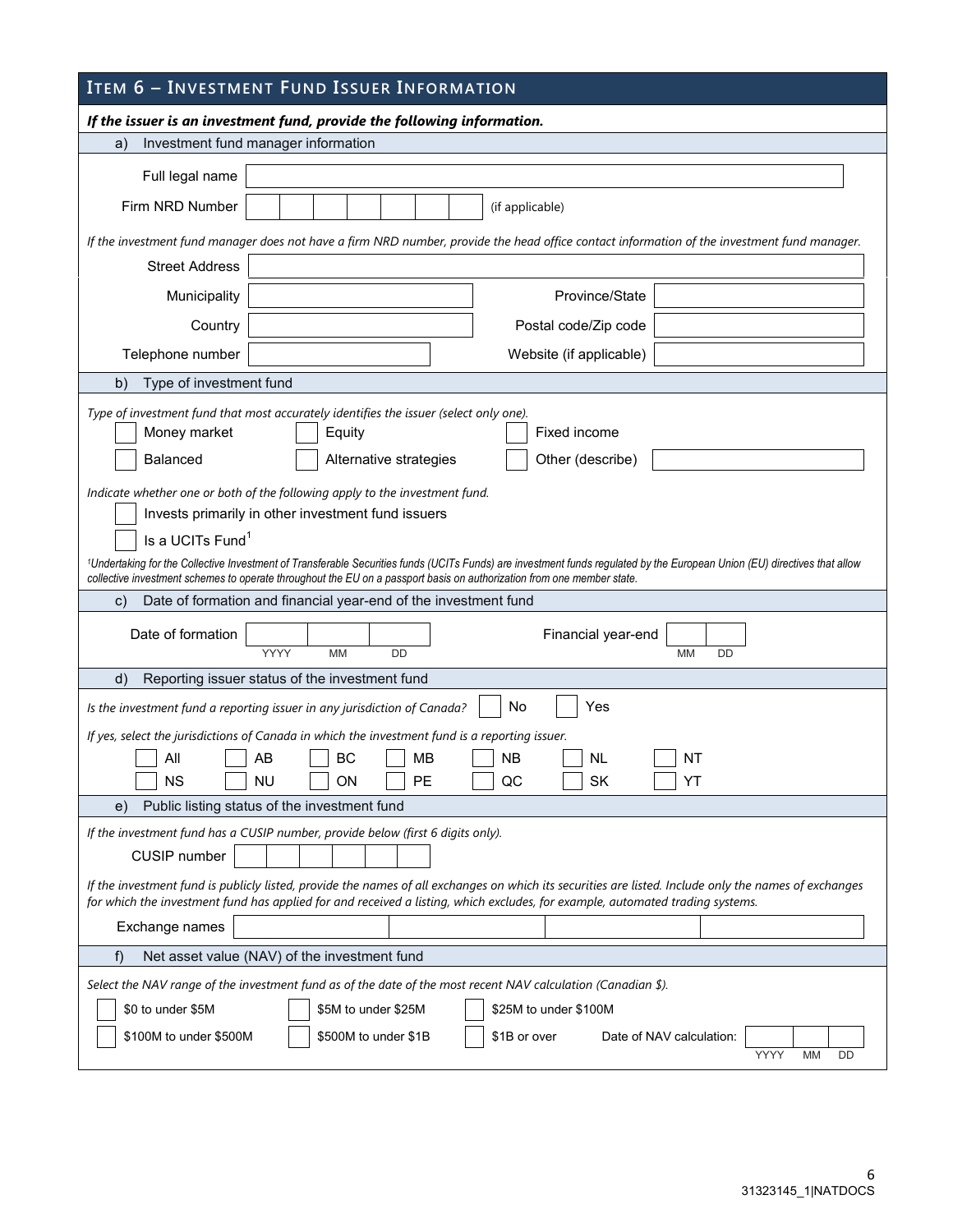## ITEM 6 – INVESTMENT FUND ISSUER INFORMATION

***If the issuer is an investment fund, provide the following information.***

### a) Investment fund manager information

Full legal name

Firm NRD Number (if applicable)

*If the investment fund manager does not have a firm NRD number, provide the head office contact information of the investment fund manager.*

| | | | |
|---|---|---|---|
| Street Address | | | |
| Municipality | | Province/State | |
| Country | | Postal code/Zip code | |
| Telephone number | | Website (if applicable) | |

### b) Type of investment fund

*Type of investment fund that most accurately identifies the issuer (select only one).*

- ☐ Money market
- ☐ Equity
- ☐ Fixed income
- ☐ Balanced
- ☐ Alternative strategies
- ☐ Other (describe)

*Indicate whether one or both of the following apply to the investment fund.*

- ☐ Invests primarily in other investment fund issuers
- ☐ Is a UCITs Fund[1]

[1]*Undertaking for the Collective Investment of Transferable Securities funds (UCITs Funds) are investment funds regulated by the European Union (EU) directives that allow collective investment schemes to operate throughout the EU on a passport basis on authorization from one member state.*

### c) Date of formation and financial year-end of the investment fund

Date of formation (YYYY MM DD)

Financial year-end (MM DD)

### d) Reporting issuer status of the investment fund

*Is the investment fund a reporting issuer in any jurisdiction of Canada?* ☐ No ☐ Yes

*If yes, select the jurisdictions of Canada in which the investment fund is a reporting issuer.*

| | | | | | | |
|---|---|---|---|---|---|---|
| ☐ All | ☐ AB | ☐ BC | ☐ MB | ☐ NB | ☐ NL | ☐ NT |
| ☐ NS | ☐ NU | ☐ ON | ☐ PE | ☐ QC | ☐ SK | ☐ YT |

### e) Public listing status of the investment fund

*If the investment fund has a CUSIP number, provide below (first 6 digits only).*

CUSIP number

*If the investment fund is publicly listed, provide the names of all exchanges on which its securities are listed. Include only the names of exchanges for which the investment fund has applied for and received a listing, which excludes, for example, automated trading systems.*

Exchange names

### f) Net asset value (NAV) of the investment fund

*Select the NAV range of the investment fund as of the date of the most recent NAV calculation (Canadian $).*

- ☐ $0 to under $5M
- ☐ $5M to under $25M
- ☐ $25M to under $100M
- ☐ $100M to under $500M
- ☐ $500M to under $1B
- ☐ $1B or over

Date of NAV calculation: (YYYY MM DD)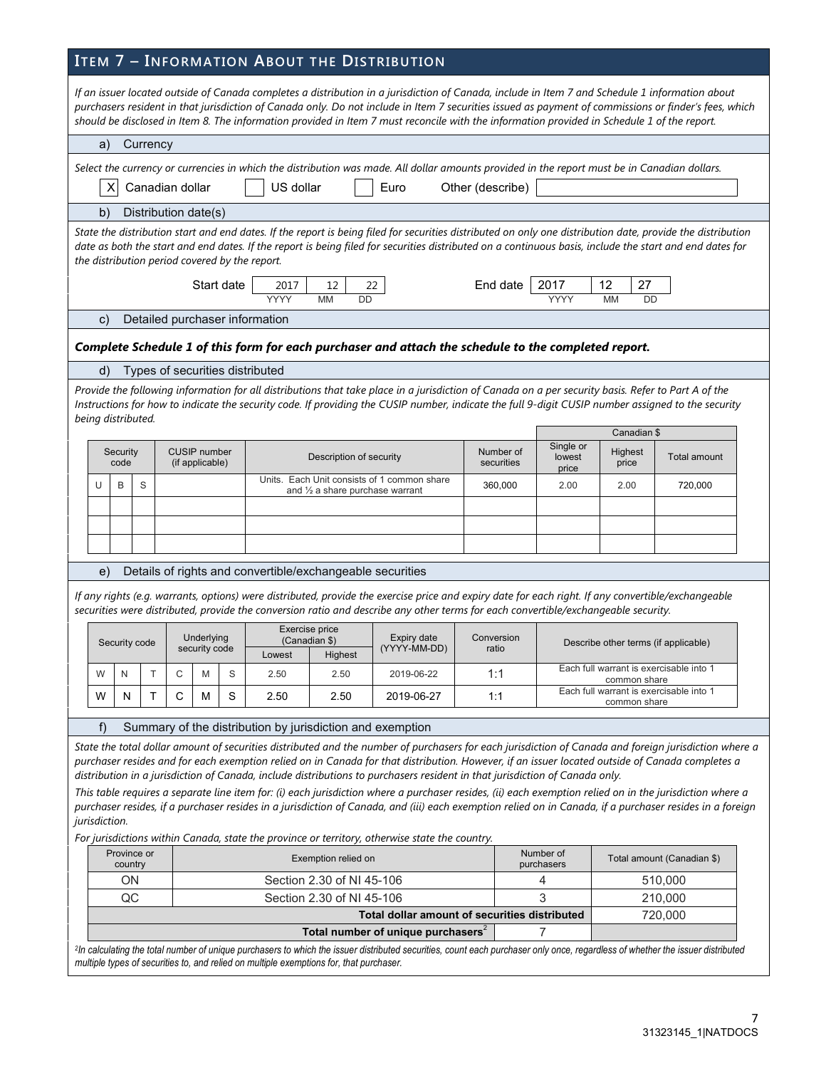## ITEM 7 – INFORMATION ABOUT THE DISTRIBUTION

*If an issuer located outside of Canada completes a distribution in a jurisdiction of Canada, include in Item 7 and Schedule 1 information about purchasers resident in that jurisdiction of Canada only. Do not include in Item 7 securities issued as payment of commissions or finder's fees, which should be disclosed in Item 8. The information provided in Item 7 must reconcile with the information provided in Schedule 1 of the report.*

### a) Currency

*Select the currency or currencies in which the distribution was made. All dollar amounts provided in the report must be in Canadian dollars.*

[X] Canadian dollar [ ] US dollar [ ] Euro Other (describe) ______

### b) Distribution date(s)

*State the distribution start and end dates. If the report is being filed for securities distributed on only one distribution date, provide the distribution date as both the start and end dates. If the report is being filed for securities distributed on a continuous basis, include the start and end dates for the distribution period covered by the report.*

Start date: 2017 (YYYY) 12 (MM) 22 (DD) End date: 2017 (YYYY) 12 (MM) 27 (DD)

### c) Detailed purchaser information

***Complete Schedule 1 of this form for each purchaser and attach the schedule to the completed report.***

### d) Types of securities distributed

*Provide the following information for all distributions that take place in a jurisdiction of Canada on a per security basis. Refer to Part A of the Instructions for how to indicate the security code. If providing the CUSIP number, indicate the full 9-digit CUSIP number assigned to the security being distributed.*

| Security code | | | CUSIP number (if applicable) | Description of security | Number of securities | Canadian $ | | |
|---|---|---|---|---|---|---|---|---|
| | | | | | | Single or lowest price | Highest price | Total amount |
| U | B | S | | Units. Each Unit consists of 1 common share and ½ a share purchase warrant | 360,000 | 2.00 | 2.00 | 720,000 |
| | | | | | | | | |
| | | | | | | | | |
| | | | | | | | | |

### e) Details of rights and convertible/exchangeable securities

*If any rights (e.g. warrants, options) were distributed, provide the exercise price and expiry date for each right. If any convertible/exchangeable securities were distributed, provide the conversion ratio and describe any other terms for each convertible/exchangeable security.*

| Security code | | | Underlying security code | | | Exercise price (Canadian $) | | Expiry date (YYYY-MM-DD) | Conversion ratio | Describe other terms (if applicable) |
|---|---|---|---|---|---|---|---|---|---|---|
| | | | | | | Lowest | Highest | | | |
| W | N | T | C | M | S | 2.50 | 2.50 | 2019-06-22 | 1:1 | Each full warrant is exercisable into 1 common share |
| W | N | T | C | M | S | 2.50 | 2.50 | 2019-06-27 | 1:1 | Each full warrant is exercisable into 1 common share |

### f) Summary of the distribution by jurisdiction and exemption

*State the total dollar amount of securities distributed and the number of purchasers for each jurisdiction of Canada and foreign jurisdiction where a purchaser resides and for each exemption relied on in Canada for that distribution. However, if an issuer located outside of Canada completes a distribution in a jurisdiction of Canada, include distributions to purchasers resident in that jurisdiction of Canada only.*

*This table requires a separate line item for: (i) each jurisdiction where a purchaser resides, (ii) each exemption relied on in the jurisdiction where a purchaser resides, if a purchaser resides in a jurisdiction of Canada, and (iii) each exemption relied on in Canada, if a purchaser resides in a foreign jurisdiction.*

*For jurisdictions within Canada, state the province or territory, otherwise state the country.*

| Province or country | Exemption relied on | Number of purchasers | Total amount (Canadian $) |
|---|---|---|---|
| ON | Section 2.30 of NI 45-106 | 4 | 510,000 |
| QC | Section 2.30 of NI 45-106 | 3 | 210,000 |
| | **Total dollar amount of securities distributed** | | 720,000 |
| | **Total number of unique purchasers**[2] | 7 | |

*[2]In calculating the total number of unique purchasers to which the issuer distributed securities, count each purchaser only once, regardless of whether the issuer distributed multiple types of securities to, and relied on multiple exemptions for, that purchaser.*

31323145_1|NATDOCS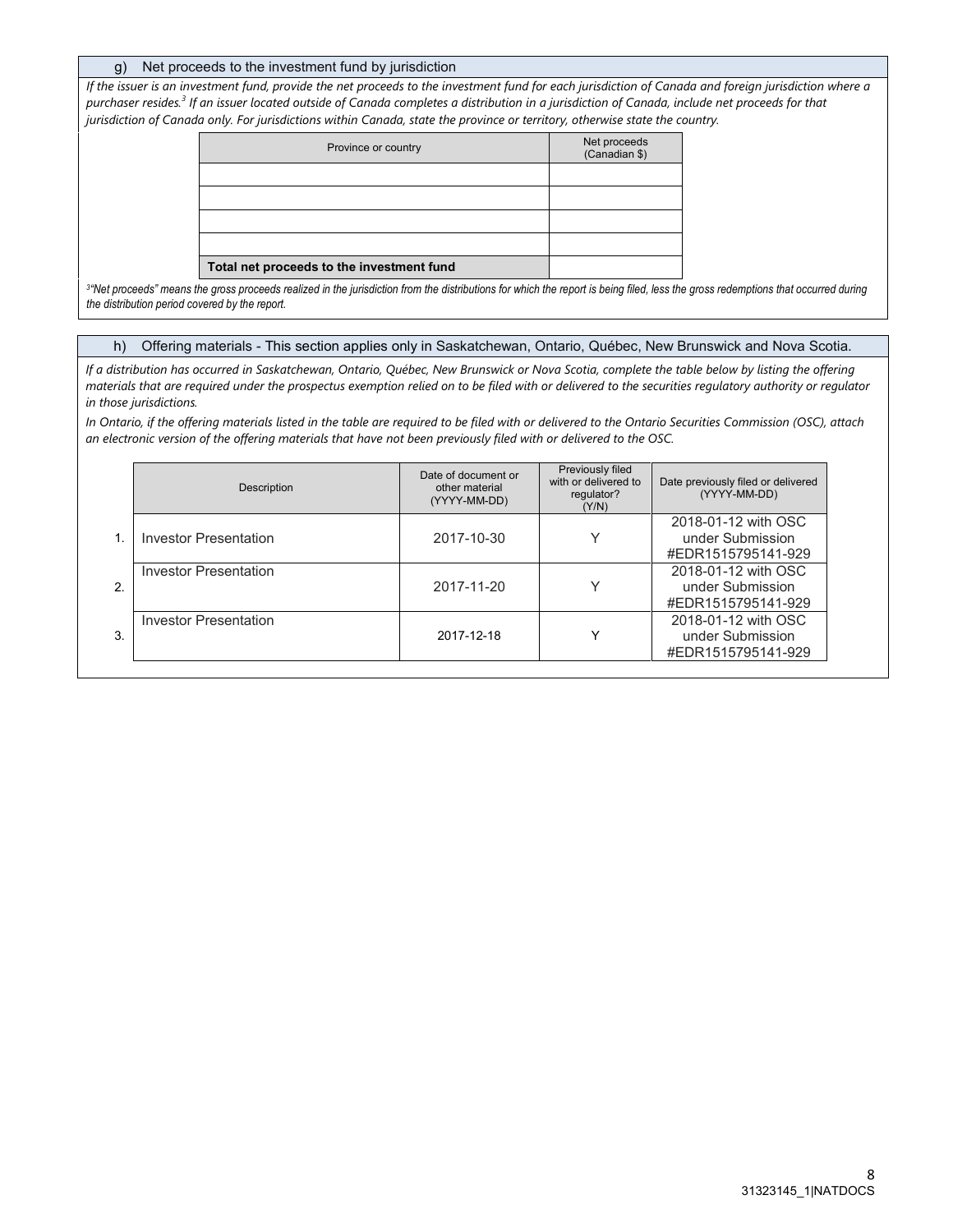### g) Net proceeds to the investment fund by jurisdiction

*If the issuer is an investment fund, provide the net proceeds to the investment fund for each jurisdiction of Canada and foreign jurisdiction where a purchaser resides.[3] If an issuer located outside of Canada completes a distribution in a jurisdiction of Canada, include net proceeds for that jurisdiction of Canada only. For jurisdictions within Canada, state the province or territory, otherwise state the country.*

| Province or country | Net proceeds (Canadian $) |
|---|---|
| | |
| | |
| | |
| | |
| **Total net proceeds to the investment fund** | |

*[3]"Net proceeds" means the gross proceeds realized in the jurisdiction from the distributions for which the report is being filed, less the gross redemptions that occurred during the distribution period covered by the report.*

### h) Offering materials - This section applies only in Saskatchewan, Ontario, Québec, New Brunswick and Nova Scotia.

*If a distribution has occurred in Saskatchewan, Ontario, Québec, New Brunswick or Nova Scotia, complete the table below by listing the offering materials that are required under the prospectus exemption relied on to be filed with or delivered to the securities regulatory authority or regulator in those jurisdictions.*

*In Ontario, if the offering materials listed in the table are required to be filed with or delivered to the Ontario Securities Commission (OSC), attach an electronic version of the offering materials that have not been previously filed with or delivered to the OSC.*

| | Description | Date of document or other material (YYYY-MM-DD) | Previously filed with or delivered to regulator? (Y/N) | Date previously filed or delivered (YYYY-MM-DD) |
|---|---|---|---|---|
| 1. | Investor Presentation | 2017-10-30 | Y | 2018-01-12 with OSC under Submission #EDR1515795141-929 |
| 2. | Investor Presentation | 2017-11-20 | Y | 2018-01-12 with OSC under Submission #EDR1515795141-929 |
| 3. | Investor Presentation | 2017-12-18 | Y | 2018-01-12 with OSC under Submission #EDR1515795141-929 |

31323145_1|NATDOCS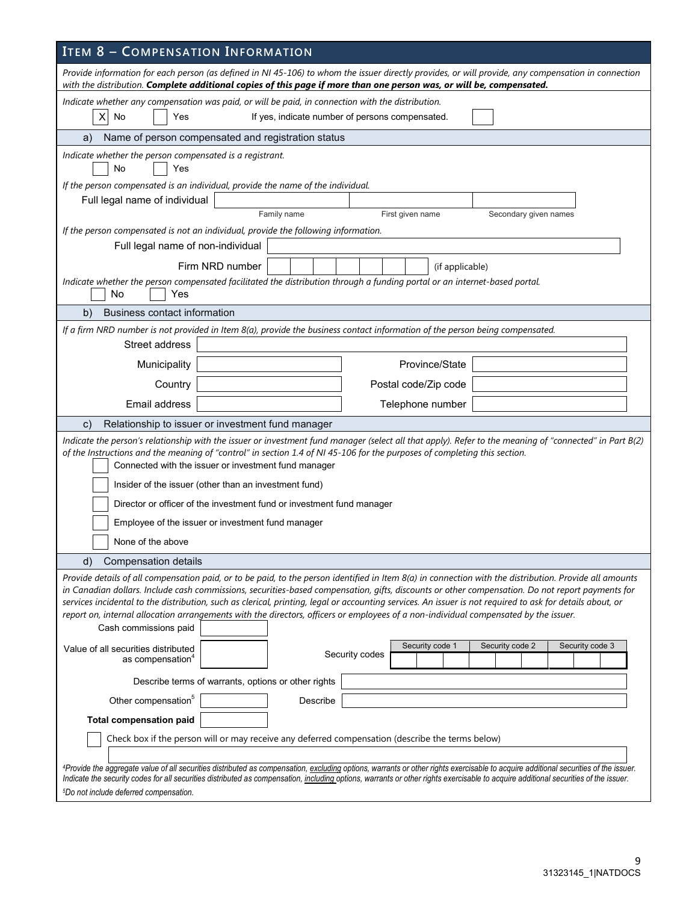## ITEM 8 – COMPENSATION INFORMATION

*Provide information for each person (as defined in NI 45-106) to whom the issuer directly provides, or will provide, any compensation in connection with the distribution.* ***Complete additional copies of this page if more than one person was, or will be, compensated.***

*Indicate whether any compensation was paid, or will be paid, in connection with the distribution.*

[X] No [ ] Yes If yes, indicate number of persons compensated. [ ]

### a) Name of person compensated and registration status

*Indicate whether the person compensated is a registrant.*

[ ] No [ ] Yes

*If the person compensated is an individual, provide the name of the individual.*

| Full legal name of individual | | | |
|---|---|---|---|
| | Family name | First given name | Secondary given names |

*If the person compensated is not an individual, provide the following information.*

Full legal name of non-individual [ ]

Firm NRD number [ ] (if applicable)

*Indicate whether the person compensated facilitated the distribution through a funding portal or an internet-based portal.*

[ ] No [ ] Yes

### b) Business contact information

*If a firm NRD number is not provided in Item 8(a), provide the business contact information of the person being compensated.*

| | | | |
|---|---|---|---|
| Street address | | | |
| Municipality | | Province/State | |
| Country | | Postal code/Zip code | |
| Email address | | Telephone number | |

### c) Relationship to issuer or investment fund manager

*Indicate the person's relationship with the issuer or investment fund manager (select all that apply). Refer to the meaning of "connected" in Part B(2) of the Instructions and the meaning of "control" in section 1.4 of NI 45-106 for the purposes of completing this section.*

[ ] Connected with the issuer or investment fund manager

[ ] Insider of the issuer (other than an investment fund)

[ ] Director or officer of the investment fund or investment fund manager

[ ] Employee of the issuer or investment fund manager

[ ] None of the above

### d) Compensation details

*Provide details of all compensation paid, or to be paid, to the person identified in Item 8(a) in connection with the distribution. Provide all amounts in Canadian dollars. Include cash commissions, securities-based compensation, gifts, discounts or other compensation. Do not report payments for services incidental to the distribution, such as clerical, printing, legal or accounting services. An issuer is not required to ask for details about, or report on, internal allocation arrangements with the directors, officers or employees of a non-individual compensated by the issuer.*

Cash commissions paid [ ]

Value of all securities distributed as compensation[4] [ ] Security codes: Security code 1 [ ] Security code 2 [ ] Security code 3 [ ]

Describe terms of warrants, options or other rights [ ]

Other compensation[5] [ ] Describe [ ]

**Total compensation paid** [ ]

[ ] Check box if the person will or may receive any deferred compensation (describe the terms below)

[ ]

*[4]Provide the aggregate value of all securities distributed as compensation, excluding options, warrants or other rights exercisable to acquire additional securities of the issuer. Indicate the security codes for all securities distributed as compensation, including options, warrants or other rights exercisable to acquire additional securities of the issuer.*

*[5]Do not include deferred compensation.*

31323145_1|NATDOCS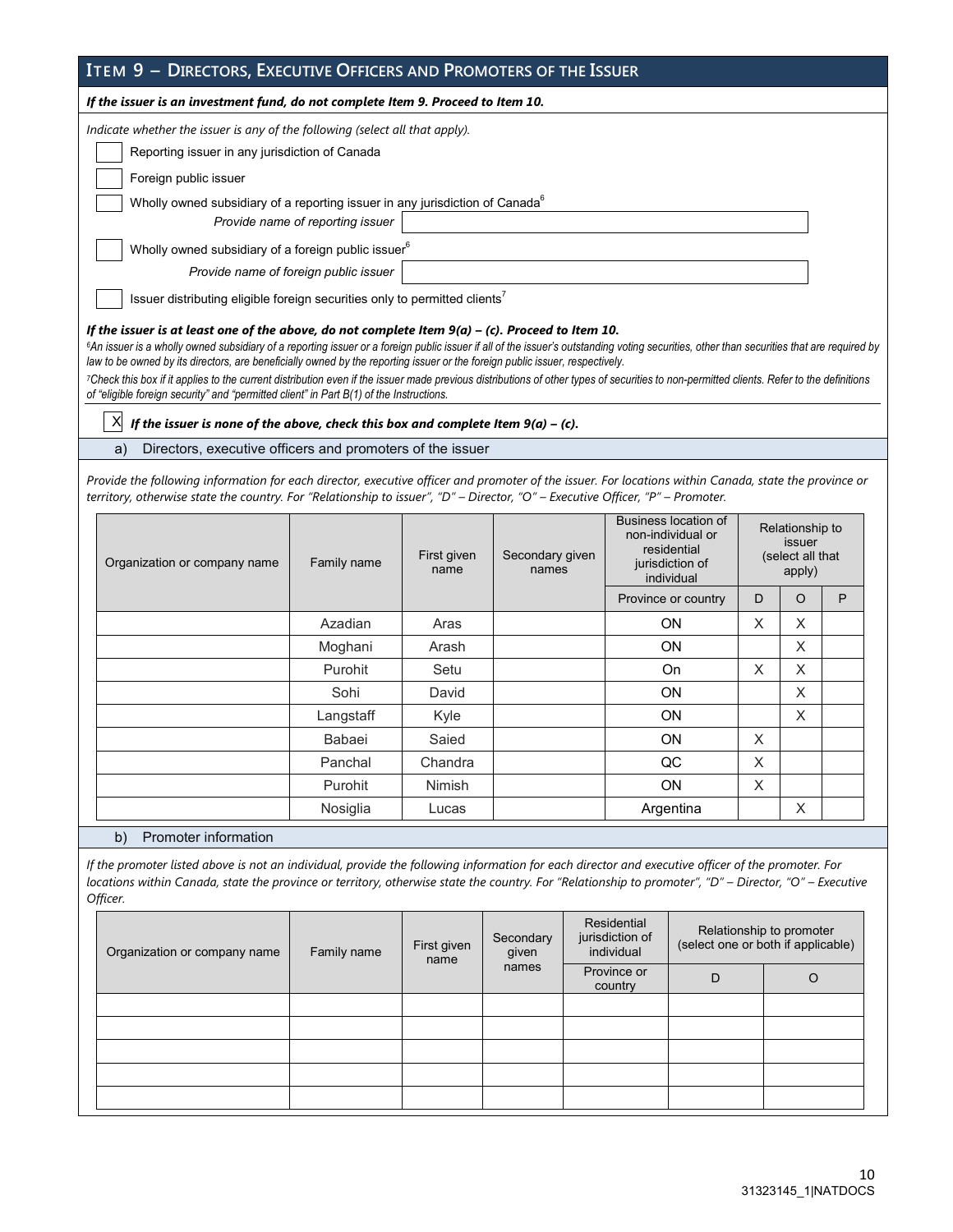## ITEM 9 – DIRECTORS, EXECUTIVE OFFICERS AND PROMOTERS OF THE ISSUER

***If the issuer is an investment fund, do not complete Item 9. Proceed to Item 10.***

*Indicate whether the issuer is any of the following (select all that apply).*

- [ ] Reporting issuer in any jurisdiction of Canada
- [ ] Foreign public issuer
- [ ] Wholly owned subsidiary of a reporting issuer in any jurisdiction of Canada[6]
  - *Provide name of reporting issuer*
- [ ] Wholly owned subsidiary of a foreign public issuer[6]
  - *Provide name of foreign public issuer*
- [ ] Issuer distributing eligible foreign securities only to permitted clients[7]

***If the issuer is at least one of the above, do not complete Item 9(a) – (c). Proceed to Item 10.***

*[6]An issuer is a wholly owned subsidiary of a reporting issuer or a foreign public issuer if all of the issuer's outstanding voting securities, other than securities that are required by law to be owned by its directors, are beneficially owned by the reporting issuer or the foreign public issuer, respectively.*

*[7]Check this box if it applies to the current distribution even if the issuer made previous distributions of other types of securities to non-permitted clients. Refer to the definitions of "eligible foreign security" and "permitted client" in Part B(1) of the Instructions.*

- [X] ***If the issuer is none of the above, check this box and complete Item 9(a) – (c).***

### a) Directors, executive officers and promoters of the issuer

*Provide the following information for each director, executive officer and promoter of the issuer. For locations within Canada, state the province or territory, otherwise state the country. For "Relationship to issuer", "D" – Director, "O" – Executive Officer, "P" – Promoter.*

| Organization or company name | Family name | First given name | Secondary given names | Business location of non-individual or residential jurisdiction of individual | Relationship to issuer (select all that apply) | | |
|---|---|---|---|---|---|---|---|
| | | | | Province or country | D | O | P |
| | Azadian | Aras | | ON | X | X | |
| | Moghani | Arash | | ON | | X | |
| | Purohit | Setu | | On | X | X | |
| | Sohi | David | | ON | | X | |
| | Langstaff | Kyle | | ON | | X | |
| | Babaei | Saied | | ON | X | | |
| | Panchal | Chandra | | QC | X | | |
| | Purohit | Nimish | | ON | X | | |
| | Nosiglia | Lucas | | Argentina | | X | |

### b) Promoter information

*If the promoter listed above is not an individual, provide the following information for each director and executive officer of the promoter. For locations within Canada, state the province or territory, otherwise state the country. For "Relationship to promoter", "D" – Director, "O" – Executive Officer.*

| Organization or company name | Family name | First given name | Secondary given names | Residential jurisdiction of individual | Relationship to promoter (select one or both if applicable) | |
|---|---|---|---|---|---|---|
| | | | | Province or country | D | O |
| | | | | | | |
| | | | | | | |
| | | | | | | |
| | | | | | | |
| | | | | | | |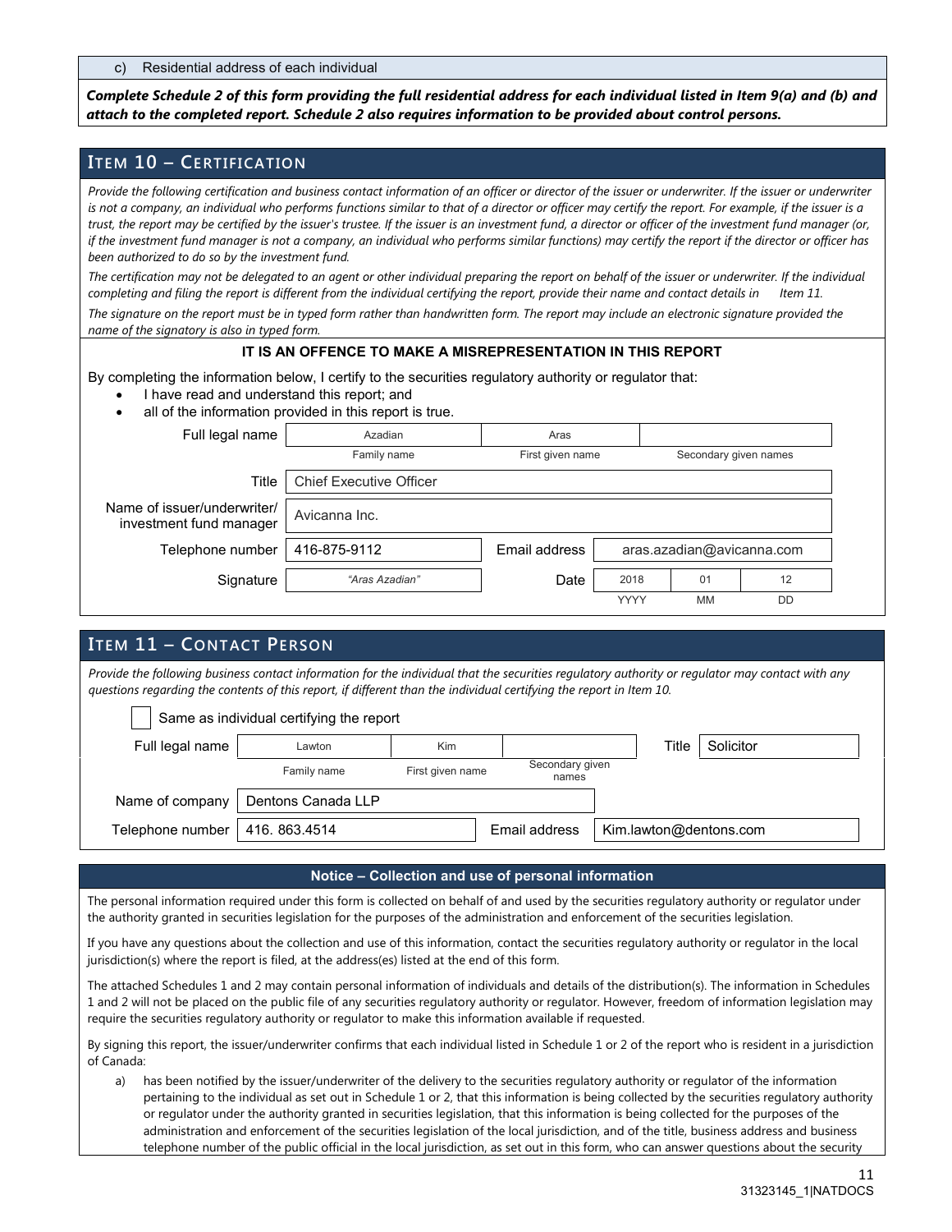c) Residential address of each individual

***Complete Schedule 2 of this form providing the full residential address for each individual listed in Item 9(a) and (b) and attach to the completed report. Schedule 2 also requires information to be provided about control persons.***

## ITEM 10 – CERTIFICATION

*Provide the following certification and business contact information of an officer or director of the issuer or underwriter. If the issuer or underwriter is not a company, an individual who performs functions similar to that of a director or officer may certify the report. For example, if the issuer is a trust, the report may be certified by the issuer's trustee. If the issuer is an investment fund, a director or officer of the investment fund manager (or, if the investment fund manager is not a company, an individual who performs similar functions) may certify the report if the director or officer has been authorized to do so by the investment fund.*

*The certification may not be delegated to an agent or other individual preparing the report on behalf of the issuer or underwriter. If the individual completing and filing the report is different from the individual certifying the report, provide their name and contact details in Item 11.*

*The signature on the report must be in typed form rather than handwritten form. The report may include an electronic signature provided the name of the signatory is also in typed form.*

**IT IS AN OFFENCE TO MAKE A MISREPRESENTATION IN THIS REPORT**

By completing the information below, I certify to the securities regulatory authority or regulator that:

- I have read and understand this report; and
- all of the information provided in this report is true.

| | | | | | |
|---|---|---|---|---|---|
| Full legal name | Azadian | Aras | | | |
| | Family name | First given name | Secondary given names | | |
| Title | Chief Executive Officer | | | | |
| Name of issuer/underwriter/ investment fund manager | Avicanna Inc. | | | | |
| Telephone number | 416-875-9112 | Email address | aras.azadian@avicanna.com | | |
| Signature | *"Aras Azadian"* | Date | 2018 | 01 | 12 |
| | | | YYYY | MM | DD |

## ITEM 11 – CONTACT PERSON

*Provide the following business contact information for the individual that the securities regulatory authority or regulator may contact with any questions regarding the contents of this report, if different than the individual certifying the report in Item 10.*

☐ Same as individual certifying the report

| | | | | | |
|---|---|---|---|---|---|
| Full legal name | Lawton | Kim | | Title | Solicitor |
| | Family name | First given name | Secondary given names | | |
| Name of company | Dentons Canada LLP | | | | |
| Telephone number | 416. 863.4514 | Email address | Kim.lawton@dentons.com | | |

**Notice – Collection and use of personal information**

The personal information required under this form is collected on behalf of and used by the securities regulatory authority or regulator under the authority granted in securities legislation for the purposes of the administration and enforcement of the securities legislation.

If you have any questions about the collection and use of this information, contact the securities regulatory authority or regulator in the local jurisdiction(s) where the report is filed, at the address(es) listed at the end of this form.

The attached Schedules 1 and 2 may contain personal information of individuals and details of the distribution(s). The information in Schedules 1 and 2 will not be placed on the public file of any securities regulatory authority or regulator. However, freedom of information legislation may require the securities regulatory authority or regulator to make this information available if requested.

By signing this report, the issuer/underwriter confirms that each individual listed in Schedule 1 or 2 of the report who is resident in a jurisdiction of Canada:

a) has been notified by the issuer/underwriter of the delivery to the securities regulatory authority or regulator of the information pertaining to the individual as set out in Schedule 1 or 2, that this information is being collected by the securities regulatory authority or regulator under the authority granted in securities legislation, that this information is being collected for the purposes of the administration and enforcement of the securities legislation of the local jurisdiction, and of the title, business address and business telephone number of the public official in the local jurisdiction, as set out in this form, who can answer questions about the security